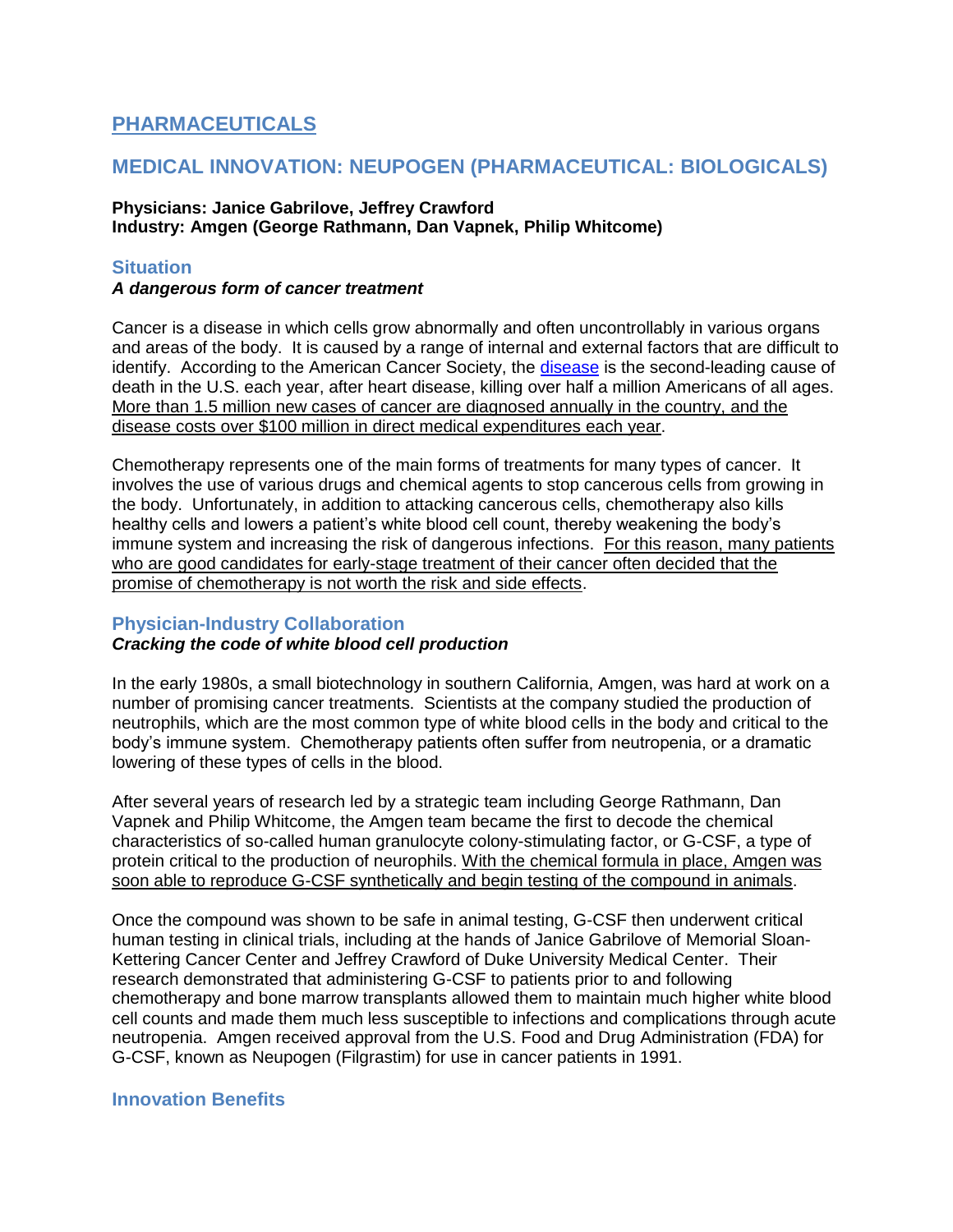# PHARMACEUTICALS

## MEDICAL INNOVATION: NEUPOGEN (PHARMACEUTICAL: BIOLOGICALS)

**Physicians: Janice Gabrilove, Jeffrey Crawford**
**Industry: Amgen (George Rathmann, Dan Vapnek, Philip Whitcome)**

### Situation

***A dangerous form of cancer treatment***

Cancer is a disease in which cells grow abnormally and often uncontrollably in various organs and areas of the body. It is caused by a range of internal and external factors that are difficult to identify. According to the American Cancer Society, the disease is the second-leading cause of death in the U.S. each year, after heart disease, killing over half a million Americans of all ages. More than 1.5 million new cases of cancer are diagnosed annually in the country, and the disease costs over $100 million in direct medical expenditures each year.

Chemotherapy represents one of the main forms of treatments for many types of cancer. It involves the use of various drugs and chemical agents to stop cancerous cells from growing in the body. Unfortunately, in addition to attacking cancerous cells, chemotherapy also kills healthy cells and lowers a patient's white blood cell count, thereby weakening the body's immune system and increasing the risk of dangerous infections. For this reason, many patients who are good candidates for early-stage treatment of their cancer often decided that the promise of chemotherapy is not worth the risk and side effects.

### Physician-Industry Collaboration

***Cracking the code of white blood cell production***

In the early 1980s, a small biotechnology in southern California, Amgen, was hard at work on a number of promising cancer treatments. Scientists at the company studied the production of neutrophils, which are the most common type of white blood cells in the body and critical to the body's immune system. Chemotherapy patients often suffer from neutropenia, or a dramatic lowering of these types of cells in the blood.

After several years of research led by a strategic team including George Rathmann, Dan Vapnek and Philip Whitcome, the Amgen team became the first to decode the chemical characteristics of so-called human granulocyte colony-stimulating factor, or G-CSF, a type of protein critical to the production of neurophils. With the chemical formula in place, Amgen was soon able to reproduce G-CSF synthetically and begin testing of the compound in animals.

Once the compound was shown to be safe in animal testing, G-CSF then underwent critical human testing in clinical trials, including at the hands of Janice Gabrilove of Memorial Sloan-Kettering Cancer Center and Jeffrey Crawford of Duke University Medical Center. Their research demonstrated that administering G-CSF to patients prior to and following chemotherapy and bone marrow transplants allowed them to maintain much higher white blood cell counts and made them much less susceptible to infections and complications through acute neutropenia. Amgen received approval from the U.S. Food and Drug Administration (FDA) for G-CSF, known as Neupogen (Filgrastim) for use in cancer patients in 1991.

### Innovation Benefits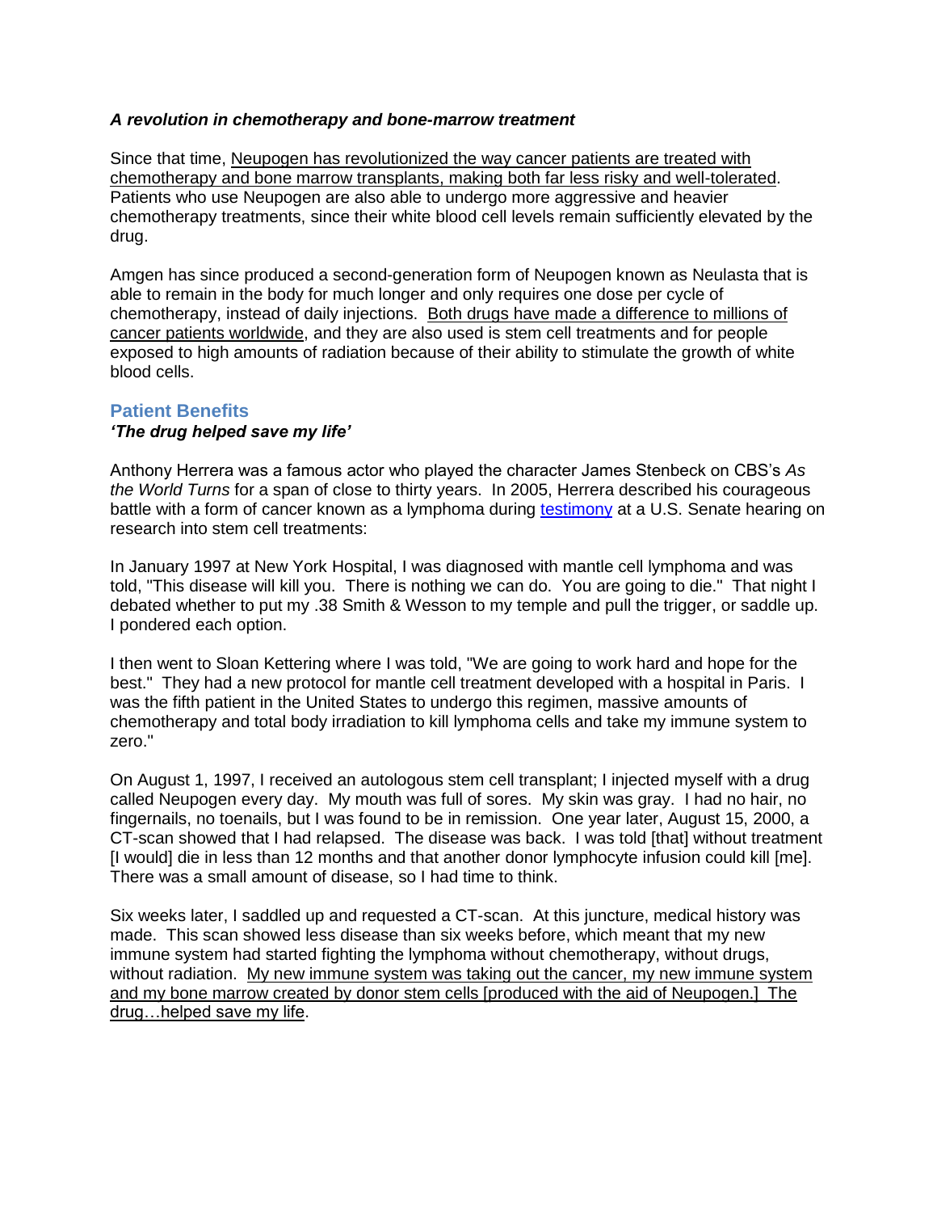***A revolution in chemotherapy and bone-marrow treatment***

Since that time, <u>Neupogen has revolutionized the way cancer patients are treated with chemotherapy and bone marrow transplants, making both far less risky and well-tolerated</u>. Patients who use Neupogen are also able to undergo more aggressive and heavier chemotherapy treatments, since their white blood cell levels remain sufficiently elevated by the drug.

Amgen has since produced a second-generation form of Neupogen known as Neulasta that is able to remain in the body for much longer and only requires one dose per cycle of chemotherapy, instead of daily injections. <u>Both drugs have made a difference to millions of cancer patients worldwide</u>, and they are also used is stem cell treatments and for people exposed to high amounts of radiation because of their ability to stimulate the growth of white blood cells.

## Patient Benefits

***'The drug helped save my life'***

Anthony Herrera was a famous actor who played the character James Stenbeck on CBS's *As the World Turns* for a span of close to thirty years. In 2005, Herrera described his courageous battle with a form of cancer known as a lymphoma during testimony at a U.S. Senate hearing on research into stem cell treatments:

In January 1997 at New York Hospital, I was diagnosed with mantle cell lymphoma and was told, "This disease will kill you. There is nothing we can do. You are going to die." That night I debated whether to put my .38 Smith & Wesson to my temple and pull the trigger, or saddle up. I pondered each option.

I then went to Sloan Kettering where I was told, "We are going to work hard and hope for the best." They had a new protocol for mantle cell treatment developed with a hospital in Paris. I was the fifth patient in the United States to undergo this regimen, massive amounts of chemotherapy and total body irradiation to kill lymphoma cells and take my immune system to zero."

On August 1, 1997, I received an autologous stem cell transplant; I injected myself with a drug called Neupogen every day. My mouth was full of sores. My skin was gray. I had no hair, no fingernails, no toenails, but I was found to be in remission. One year later, August 15, 2000, a CT-scan showed that I had relapsed. The disease was back. I was told [that] without treatment [I would] die in less than 12 months and that another donor lymphocyte infusion could kill [me]. There was a small amount of disease, so I had time to think.

Six weeks later, I saddled up and requested a CT-scan. At this juncture, medical history was made. This scan showed less disease than six weeks before, which meant that my new immune system had started fighting the lymphoma without chemotherapy, without drugs, without radiation. <u>My new immune system was taking out the cancer, my new immune system and my bone marrow created by donor stem cells [produced with the aid of Neupogen.] The drug…helped save my life</u>.